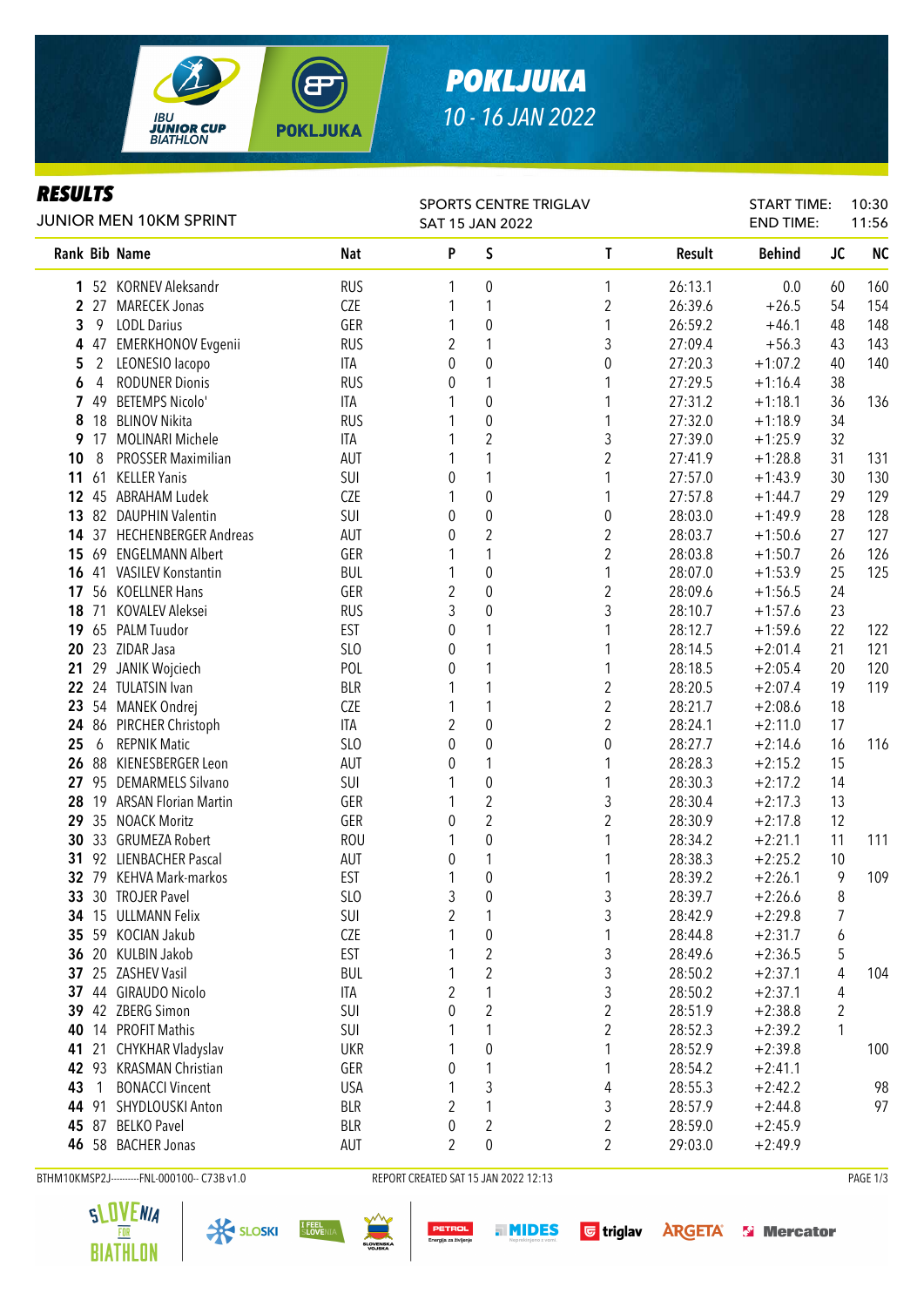# POKLJUKA

10 - 16 JAN 2022

## RESULTS

JUNIOR MEN 10KM SPRINT

SPORTS CENTRE TRIGLAV
SAT 15 JAN 2022

START TIME: 10:30
END TIME: 11:56

| Rank | Bib | Name | Nat | P | S | T | Result | Behind | JC | NC |
|---|---|---|---|---|---|---|---|---|---|---|
| 1 | 52 | KORNEV Aleksandr | RUS | 1 | 0 | 1 | 26:13.1 | 0.0 | 60 | 160 |
| 2 | 27 | MARECEK Jonas | CZE | 1 | 1 | 2 | 26:39.6 | +26.5 | 54 | 154 |
| 3 | 9 | LODL Darius | GER | 1 | 0 | 1 | 26:59.2 | +46.1 | 48 | 148 |
| 4 | 47 | EMERKHONOV Evgenii | RUS | 2 | 1 | 3 | 27:09.4 | +56.3 | 43 | 143 |
| 5 | 2 | LEONESIO Iacopo | ITA | 0 | 0 | 0 | 27:20.3 | +1:07.2 | 40 | 140 |
| 6 | 4 | RODUNER Dionis | RUS | 0 | 1 | 1 | 27:29.5 | +1:16.4 | 38 | |
| 7 | 49 | BETEMPS Nicolo' | ITA | 1 | 0 | 1 | 27:31.2 | +1:18.1 | 36 | 136 |
| 8 | 18 | BLINOV Nikita | RUS | 1 | 0 | 1 | 27:32.0 | +1:18.9 | 34 | |
| 9 | 17 | MOLINARI Michele | ITA | 1 | 2 | 3 | 27:39.0 | +1:25.9 | 32 | |
| 10 | 8 | PROSSER Maximilian | AUT | 1 | 1 | 2 | 27:41.9 | +1:28.8 | 31 | 131 |
| 11 | 61 | KELLER Yanis | SUI | 0 | 1 | 1 | 27:57.0 | +1:43.9 | 30 | 130 |
| 12 | 45 | ABRAHAM Ludek | CZE | 1 | 0 | 1 | 27:57.8 | +1:44.7 | 29 | 129 |
| 13 | 82 | DAUPHIN Valentin | SUI | 0 | 0 | 0 | 28:03.0 | +1:49.9 | 28 | 128 |
| 14 | 37 | HECHENBERGER Andreas | AUT | 0 | 2 | 2 | 28:03.7 | +1:50.6 | 27 | 127 |
| 15 | 69 | ENGELMANN Albert | GER | 1 | 1 | 2 | 28:03.8 | +1:50.7 | 26 | 126 |
| 16 | 41 | VASILEV Konstantin | BUL | 1 | 0 | 1 | 28:07.0 | +1:53.9 | 25 | 125 |
| 17 | 56 | KOELLNER Hans | GER | 2 | 0 | 2 | 28:09.6 | +1:56.5 | 24 | |
| 18 | 71 | KOVALEV Aleksei | RUS | 3 | 0 | 3 | 28:10.7 | +1:57.6 | 23 | |
| 19 | 65 | PALM Tuudor | EST | 0 | 1 | 1 | 28:12.7 | +1:59.6 | 22 | 122 |
| 20 | 23 | ZIDAR Jasa | SLO | 0 | 1 | 1 | 28:14.5 | +2:01.4 | 21 | 121 |
| 21 | 29 | JANIK Wojciech | POL | 0 | 1 | 1 | 28:18.5 | +2:05.4 | 20 | 120 |
| 22 | 24 | TULATSIN Ivan | BLR | 1 | 1 | 2 | 28:20.5 | +2:07.4 | 19 | 119 |
| 23 | 54 | MANEK Ondrej | CZE | 1 | 1 | 2 | 28:21.7 | +2:08.6 | 18 | |
| 24 | 86 | PIRCHER Christoph | ITA | 2 | 0 | 2 | 28:24.1 | +2:11.0 | 17 | |
| 25 | 6 | REPNIK Matic | SLO | 0 | 0 | 0 | 28:27.7 | +2:14.6 | 16 | 116 |
| 26 | 88 | KIENESBERGER Leon | AUT | 0 | 1 | 1 | 28:28.3 | +2:15.2 | 15 | |
| 27 | 95 | DEMARMELS Silvano | SUI | 1 | 0 | 1 | 28:30.3 | +2:17.2 | 14 | |
| 28 | 19 | ARSAN Florian Martin | GER | 1 | 2 | 3 | 28:30.4 | +2:17.3 | 13 | |
| 29 | 35 | NOACK Moritz | GER | 0 | 2 | 2 | 28:30.9 | +2:17.8 | 12 | |
| 30 | 33 | GRUMEZA Robert | ROU | 1 | 0 | 1 | 28:34.2 | +2:21.1 | 11 | 111 |
| 31 | 92 | LIENBACHER Pascal | AUT | 0 | 1 | 1 | 28:38.3 | +2:25.2 | 10 | |
| 32 | 79 | KEHVA Mark-markos | EST | 1 | 0 | 1 | 28:39.2 | +2:26.1 | 9 | 109 |
| 33 | 30 | TROJER Pavel | SLO | 3 | 0 | 3 | 28:39.7 | +2:26.6 | 8 | |
| 34 | 15 | ULLMANN Felix | SUI | 2 | 1 | 3 | 28:42.9 | +2:29.8 | 7 | |
| 35 | 59 | KOCIAN Jakub | CZE | 1 | 0 | 1 | 28:44.8 | +2:31.7 | 6 | |
| 36 | 20 | KULBIN Jakob | EST | 1 | 2 | 3 | 28:49.6 | +2:36.5 | 5 | |
| 37 | 25 | ZASHEV Vasil | BUL | 1 | 2 | 3 | 28:50.2 | +2:37.1 | 4 | 104 |
| 37 | 44 | GIRAUDO Nicolo | ITA | 2 | 1 | 3 | 28:50.2 | +2:37.1 | 4 | |
| 39 | 42 | ZBERG Simon | SUI | 0 | 2 | 2 | 28:51.9 | +2:38.8 | 2 | |
| 40 | 14 | PROFIT Mathis | SUI | 1 | 1 | 2 | 28:52.3 | +2:39.2 | 1 | |
| 41 | 21 | CHYKHAR Vladyslav | UKR | 1 | 0 | 1 | 28:52.9 | +2:39.8 | | 100 |
| 42 | 93 | KRASMAN Christian | GER | 0 | 1 | 1 | 28:54.2 | +2:41.1 | | |
| 43 | 1 | BONACCI Vincent | USA | 1 | 3 | 4 | 28:55.3 | +2:42.2 | | 98 |
| 44 | 91 | SHYDLOUSKI Anton | BLR | 2 | 1 | 3 | 28:57.9 | +2:44.8 | | 97 |
| 45 | 87 | BELKO Pavel | BLR | 0 | 2 | 2 | 28:59.0 | +2:45.9 | | |
| 46 | 58 | BACHER Jonas | AUT | 2 | 0 | 2 | 29:03.0 | +2:49.9 | | |

BTHM10KMSP2J---------FNL-000100-- C73B v1.0 REPORT CREATED SAT 15 JAN 2022 12:13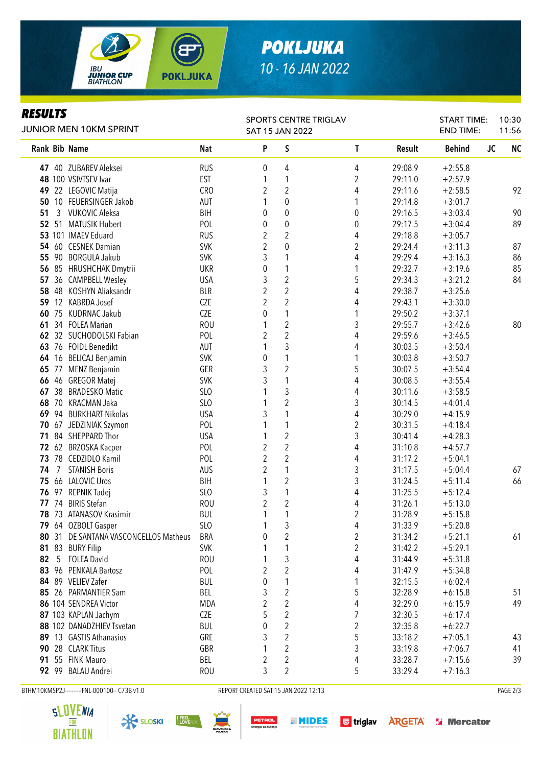# POKLJUKA

10 - 16 JAN 2022

## RESULTS

JUNIOR MEN 10KM SPRINT

SPORTS CENTRE TRIGLAV
SAT 15 JAN 2022

START TIME: 10:30
END TIME: 11:56

| Rank | Bib | Name | Nat | P | S | T | Result | Behind | JC | NC |
|---|---|---|---|---|---|---|---|---|---|---|
| 47 | 40 | ZUBAREV Aleksei | RUS | 0 | 4 | 4 | 29:08.9 | +2:55.8 | | |
| 48 | 100 | VSIVTSEV Ivar | EST | 1 | 1 | 2 | 29:11.0 | +2:57.9 | | |
| 49 | 22 | LEGOVIC Matija | CRO | 2 | 2 | 4 | 29:11.6 | +2:58.5 | | 92 |
| 50 | 10 | FEUERSINGER Jakob | AUT | 1 | 0 | 1 | 29:14.8 | +3:01.7 | | |
| 51 | 3 | VUKOVIC Aleksa | BIH | 0 | 0 | 0 | 29:16.5 | +3:03.4 | | 90 |
| 52 | 51 | MATUSIK Hubert | POL | 0 | 0 | 0 | 29:17.5 | +3:04.4 | | 89 |
| 53 | 101 | IMAEV Eduard | RUS | 2 | 2 | 4 | 29:18.8 | +3:05.7 | | |
| 54 | 60 | CESNEK Damian | SVK | 2 | 0 | 2 | 29:24.4 | +3:11.3 | | 87 |
| 55 | 90 | BORGULA Jakub | SVK | 3 | 1 | 4 | 29:29.4 | +3:16.3 | | 86 |
| 56 | 85 | HRUSHCHAK Dmytrii | UKR | 0 | 1 | 1 | 29:32.7 | +3:19.6 | | 85 |
| 57 | 36 | CAMPBELL Wesley | USA | 3 | 2 | 5 | 29:34.3 | +3:21.2 | | 84 |
| 58 | 48 | KOSHYN Aliaksandr | BLR | 2 | 2 | 4 | 29:38.7 | +3:25.6 | | |
| 59 | 12 | KABRDA Josef | CZE | 2 | 2 | 4 | 29:43.1 | +3:30.0 | | |
| 60 | 75 | KUDRNAC Jakub | CZE | 0 | 1 | 1 | 29:50.2 | +3:37.1 | | |
| 61 | 34 | FOLEA Marian | ROU | 1 | 2 | 3 | 29:55.7 | +3:42.6 | | 80 |
| 62 | 32 | SUCHODOLSKI Fabian | POL | 2 | 2 | 4 | 29:59.6 | +3:46.5 | | |
| 63 | 76 | FOIDL Benedikt | AUT | 1 | 3 | 4 | 30:03.5 | +3:50.4 | | |
| 64 | 16 | BELICAJ Benjamin | SVK | 0 | 1 | 1 | 30:03.8 | +3:50.7 | | |
| 65 | 77 | MENZ Benjamin | GER | 3 | 2 | 5 | 30:07.5 | +3:54.4 | | |
| 66 | 46 | GREGOR Matej | SVK | 3 | 1 | 4 | 30:08.5 | +3:55.4 | | |
| 67 | 38 | BRADESKO Matic | SLO | 1 | 3 | 4 | 30:11.6 | +3:58.5 | | |
| 68 | 70 | KRACMAN Jaka | SLO | 1 | 2 | 3 | 30:14.5 | +4:01.4 | | |
| 69 | 94 | BURKHART Nikolas | USA | 3 | 1 | 4 | 30:29.0 | +4:15.9 | | |
| 70 | 67 | JEDZINIAK Szymon | POL | 1 | 1 | 2 | 30:31.5 | +4:18.4 | | |
| 71 | 84 | SHEPPARD Thor | USA | 1 | 2 | 3 | 30:41.4 | +4:28.3 | | |
| 72 | 62 | BRZOSKA Kacper | POL | 2 | 2 | 4 | 31:10.8 | +4:57.7 | | |
| 73 | 78 | CEDZIDLO Kamil | POL | 2 | 2 | 4 | 31:17.2 | +5:04.1 | | |
| 74 | 7 | STANISH Boris | AUS | 2 | 1 | 3 | 31:17.5 | +5:04.4 | | 67 |
| 75 | 66 | LALOVIC Uros | BIH | 1 | 2 | 3 | 31:24.5 | +5:11.4 | | 66 |
| 76 | 97 | REPNIK Tadej | SLO | 3 | 1 | 4 | 31:25.5 | +5:12.4 | | |
| 77 | 74 | BIRIS Stefan | ROU | 2 | 2 | 4 | 31:26.1 | +5:13.0 | | |
| 78 | 73 | ATANASOV Krasimir | BUL | 1 | 1 | 2 | 31:28.9 | +5:15.8 | | |
| 79 | 64 | OZBOLT Gasper | SLO | 1 | 3 | 4 | 31:33.9 | +5:20.8 | | |
| 80 | 31 | DE SANTANA VASCONCELLOS Matheus | BRA | 0 | 2 | 2 | 31:34.2 | +5:21.1 | | 61 |
| 81 | 83 | BURY Filip | SVK | 1 | 1 | 2 | 31:42.2 | +5:29.1 | | |
| 82 | 5 | FOLEA David | ROU | 1 | 3 | 4 | 31:44.9 | +5:31.8 | | |
| 83 | 96 | PENKALA Bartosz | POL | 2 | 2 | 4 | 31:47.9 | +5:34.8 | | |
| 84 | 89 | VELIEV Zafer | BUL | 0 | 1 | 1 | 32:15.5 | +6:02.4 | | |
| 85 | 26 | PARMANTIER Sam | BEL | 3 | 2 | 5 | 32:28.9 | +6:15.8 | | 51 |
| 86 | 104 | SENDREA Victor | MDA | 2 | 2 | 4 | 32:29.0 | +6:15.9 | | 49 |
| 87 | 103 | KAPLAN Jachym | CZE | 5 | 2 | 7 | 32:30.5 | +6:17.4 | | |
| 88 | 102 | DANADZHIEV Tsvetan | BUL | 0 | 2 | 2 | 32:35.8 | +6:22.7 | | |
| 89 | 13 | GASTIS Athanasios | GRE | 3 | 2 | 5 | 33:18.2 | +7:05.1 | | 43 |
| 90 | 28 | CLARK Titus | GBR | 1 | 2 | 3 | 33:19.8 | +7:06.7 | | 41 |
| 91 | 55 | FINK Mauro | BEL | 2 | 2 | 4 | 33:28.7 | +7:15.6 | | 39 |
| 92 | 99 | BALAU Andrei | ROU | 3 | 2 | 5 | 33:29.4 | +7:16.3 | | |

BTHM10KMSP2J---------FNL-000100-- C73B v1.0

REPORT CREATED SAT 15 JAN 2022 12:13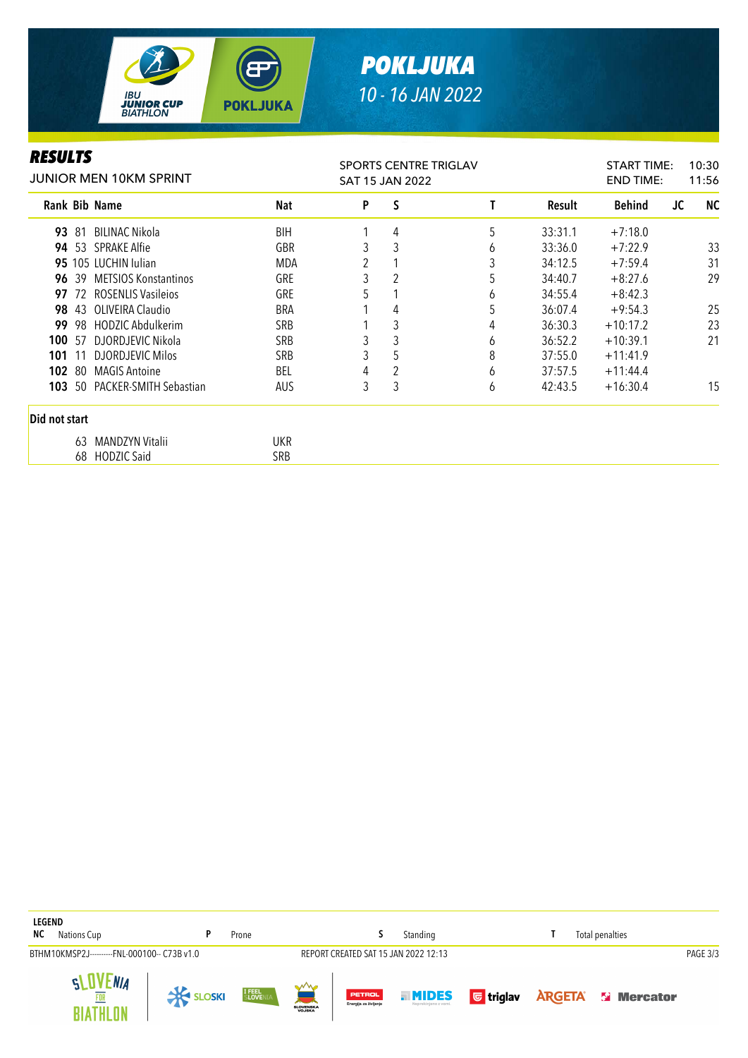# POKLJUKA

*10 - 16 JAN 2022*

## RESULTS

JUNIOR MEN 10KM SPRINT

SPORTS CENTRE TRIGLAV
SAT 15 JAN 2022

START TIME: 10:30
END TIME: 11:56

| Rank | Bib | Name | Nat | P | S | T | Result | Behind | JC | NC |
|---|---|---|---|---|---|---|---|---|---|---|
| **93** | 81 | BILINAC Nikola | BIH | 1 | 4 | 5 | 33:31.1 | +7:18.0 | | |
| **94** | 53 | SPRAKE Alfie | GBR | 3 | 3 | 6 | 33:36.0 | +7:22.9 | | 33 |
| **95** | 105 | LUCHIN Iulian | MDA | 2 | 1 | 3 | 34:12.5 | +7:59.4 | | 31 |
| **96** | 39 | METSIOS Konstantinos | GRE | 3 | 2 | 5 | 34:40.7 | +8:27.6 | | 29 |
| **97** | 72 | ROSENLIS Vasileios | GRE | 5 | 1 | 6 | 34:55.4 | +8:42.3 | | |
| **98** | 43 | OLIVEIRA Claudio | BRA | 1 | 4 | 5 | 36:07.4 | +9:54.3 | | 25 |
| **99** | 98 | HODZIC Abdulkerim | SRB | 1 | 3 | 4 | 36:30.3 | +10:17.2 | | 23 |
| **100** | 57 | DJORDJEVIC Nikola | SRB | 3 | 3 | 6 | 36:52.2 | +10:39.1 | | 21 |
| **101** | 11 | DJORDJEVIC Milos | SRB | 3 | 5 | 8 | 37:55.0 | +11:41.9 | | |
| **102** | 80 | MAGIS Antoine | BEL | 4 | 2 | 6 | 37:57.5 | +11:44.4 | | |
| **103** | 50 | PACKER-SMITH Sebastian | AUS | 3 | 3 | 6 | 42:43.5 | +16:30.4 | | 15 |

**Did not start**

| Bib | Name | Nat |
|---|---|---|
| 63 | MANDZYN Vitalii | UKR |
| 68 | HODZIC Said | SRB |

**LEGEND**

**NC** Nations Cup | **P** Prone | **S** Standing | **T** Total penalties

BTHM10KMSP2J----------FNL-000100-- C73B v1.0 REPORT CREATED SAT 15 JAN 2022 12:13